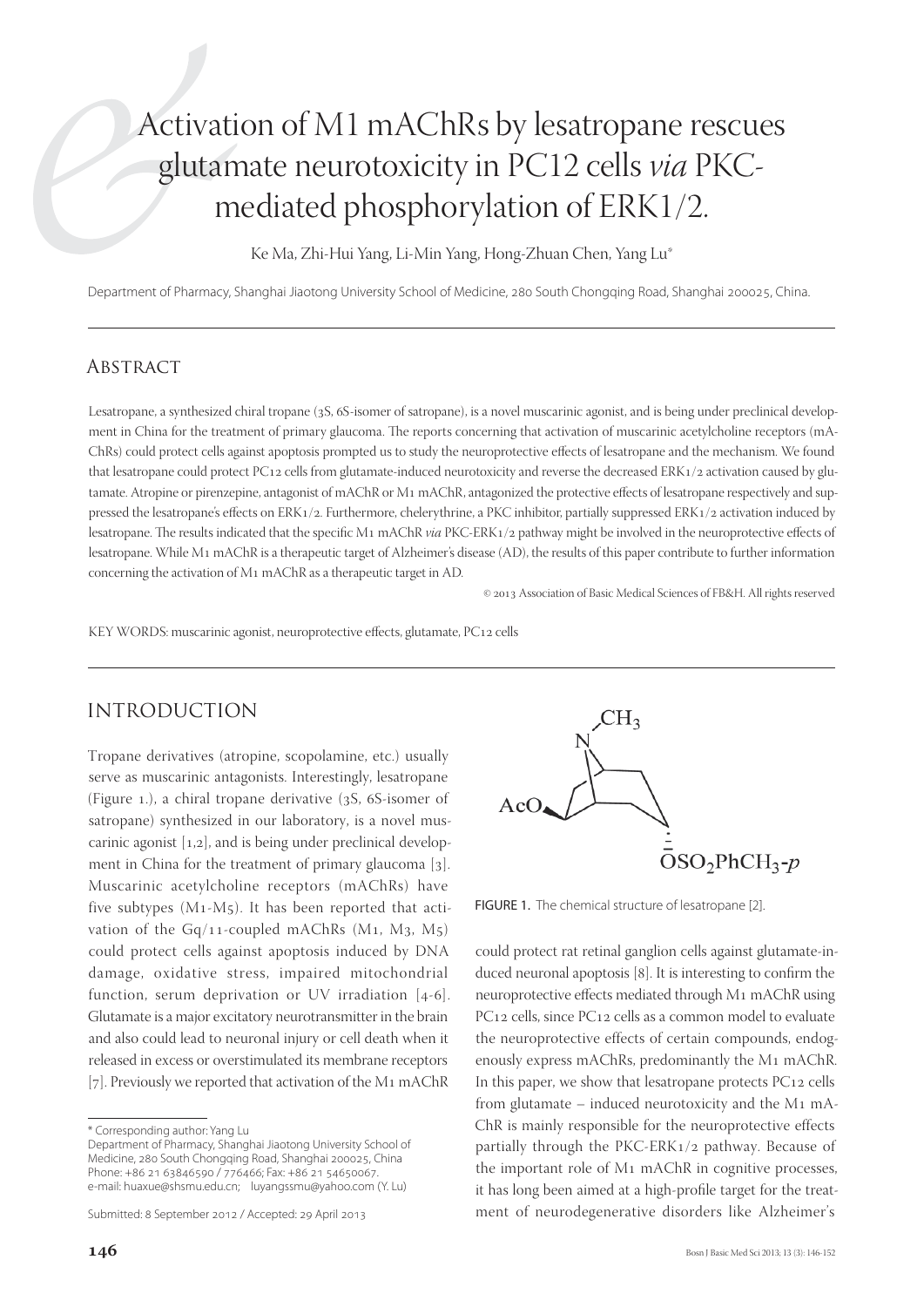# Activation of M1 mAChRs by lesatropane rescues glutamate neurotoxicity in PC12 cells *via* PKC-mediated phosphorylation of ERK1/2.

Ke Ma, Zhi-Hui Yang, Li-Min Yang, Hong-Zhuan Chen, Yang Lu*

Department of Pharmacy, Shanghai Jiaotong University School of Medicine, 280 South Chongqing Road, Shanghai 200025, China.

## Abstract

Lesatropane, a synthesized chiral tropane (3S, 6S-isomer of satropane), is a novel muscarinic agonist, and is being under preclinical development in China for the treatment of primary glaucoma. The reports concerning that activation of muscarinic acetylcholine receptors (mAChRs) could protect cells against apoptosis prompted us to study the neuroprotective effects of lesatropane and the mechanism. We found that lesatropane could protect PC12 cells from glutamate-induced neurotoxicity and reverse the decreased ERK1/2 activation caused by glutamate. Atropine or pirenzepine, antagonist of mAChR or M1 mAChR, antagonized the protective effects of lesatropane respectively and suppressed the lesatropane's effects on ERK1/2. Furthermore, chelerythrine, a PKC inhibitor, partially suppressed ERK1/2 activation induced by lesatropane. The results indicated that the specific M1 mAChR *via* PKC-ERK1/2 pathway might be involved in the neuroprotective effects of lesatropane. While M1 mAChR is a therapeutic target of Alzheimer's disease (AD), the results of this paper contribute to further information concerning the activation of M1 mAChR as a therapeutic target in AD.

© 2013 Association of Basic Medical Sciences of FB&H. All rights reserved

KEY WORDS: muscarinic agonist, neuroprotective effects, glutamate, PC12 cells

## Introduction

Tropane derivatives (atropine, scopolamine, etc.) usually serve as muscarinic antagonists. Interestingly, lesatropane (Figure 1.), a chiral tropane derivative (3S, 6S-isomer of satropane) synthesized in our laboratory, is a novel muscarinic agonist [1,2], and is being under preclinical development in China for the treatment of primary glaucoma [3]. Muscarinic acetylcholine receptors (mAChRs) have five subtypes (M1-M5). It has been reported that activation of the Gq/11-coupled mAChRs (M1, M3, M5) could protect cells against apoptosis induced by DNA damage, oxidative stress, impaired mitochondrial function, serum deprivation or UV irradiation [4-6]. Glutamate is a major excitatory neurotransmitter in the brain and also could lead to neuronal injury or cell death when it released in excess or overstimulated its membrane receptors [7]. Previously we reported that activation of the M1 mAChR could protect rat retinal ganglion cells against glutamate-induced neuronal apoptosis [8]. It is interesting to confirm the neuroprotective effects mediated through M1 mAChR using PC12 cells, since PC12 cells as a common model to evaluate the neuroprotective effects of certain compounds, endogenously express mAChRs, predominantly the M1 mAChR. In this paper, we show that lesatropane protects PC12 cells from glutamate – induced neurotoxicity and the M1 mAChR is mainly responsible for the neuroprotective effects partially through the PKC-ERK1/2 pathway. Because of the important role of M1 mAChR in cognitive processes, it has long been aimed at a high-profile target for the treatment of neurodegenerative disorders like Alzheimer's

$CH_3$
N
AcO
$OSO_2PhCH_3$-*p*

FIGURE 1. The chemical structure of lesatropane [2].

\* Corresponding author: Yang Lu
Department of Pharmacy, Shanghai Jiaotong University School of Medicine, 280 South Chongqing Road, Shanghai 200025, China
Phone: +86 21 63846590 / 776466; Fax: +86 21 54650067.
e-mail: huaxue@shsmu.edu.cn; luyangssmu@yahoo.com (Y. Lu)

Submitted: 8 September 2012 / Accepted: 29 April 2013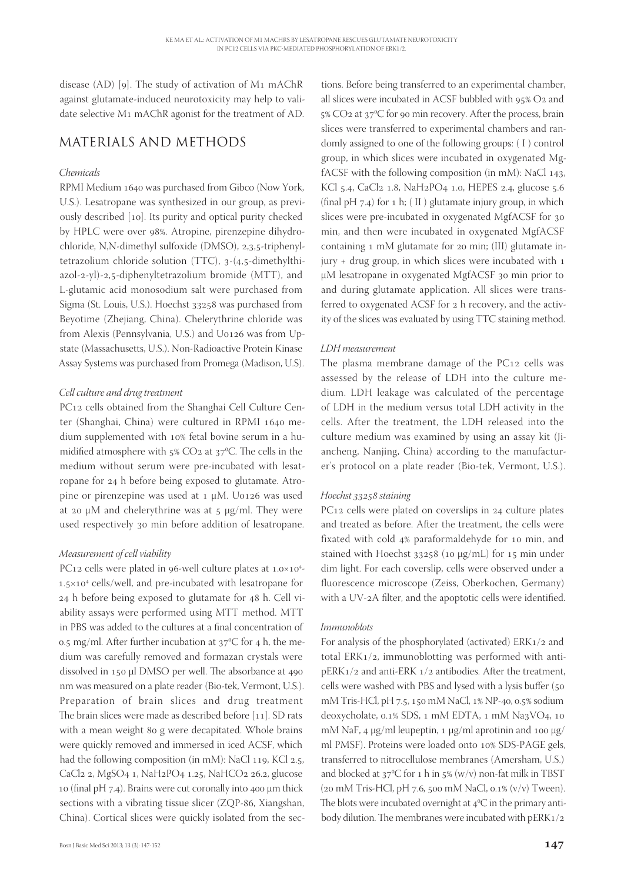disease (AD) [9]. The study of activation of M1 mAChR against glutamate-induced neurotoxicity may help to validate selective M1 mAChR agonist for the treatment of AD.

## MATERIALS AND METHODS

### *Chemicals*

RPMI Medium 1640 was purchased from Gibco (Now York, U.S.). Lesatropane was synthesized in our group, as previously described [10]. Its purity and optical purity checked by HPLC were over 98%. Atropine, pirenzepine dihydrochloride, N,N-dimethyl sulfoxide (DMSO), 2,3,5-triphenyltetrazolium chloride solution (TTC), 3-(4,5-dimethylthiazol-2-yl)-2,5-diphenyltetrazolium bromide (MTT), and L-glutamic acid monosodium salt were purchased from Sigma (St. Louis, U.S.). Hoechst 33258 was purchased from Beyotime (Zhejiang, China). Chelerythrine chloride was from Alexis (Pennsylvania, U.S.) and U0126 was from Upstate (Massachusetts, U.S.). Non-Radioactive Protein Kinase Assay Systems was purchased from Promega (Madison, U.S).

### *Cell culture and drug treatment*

PC12 cells obtained from the Shanghai Cell Culture Center (Shanghai, China) were cultured in RPMI 1640 medium supplemented with 10% fetal bovine serum in a humidified atmosphere with 5% $CO_2$ at 37°C. The cells in the medium without serum were pre-incubated with lesatropane for 24 h before being exposed to glutamate. Atropine or pirenzepine was used at 1 μM. U0126 was used at 20 μM and chelerythrine was at 5 μg/ml. They were used respectively 30 min before addition of lesatropane.

### *Measurement of cell viability*

PC12 cells were plated in 96-well culture plates at $1.0\times10^4$-$1.5\times10^4$ cells/well, and pre-incubated with lesatropane for 24 h before being exposed to glutamate for 48 h. Cell viability assays were performed using MTT method. MTT in PBS was added to the cultures at a final concentration of 0.5 mg/ml. After further incubation at 37°C for 4 h, the medium was carefully removed and formazan crystals were dissolved in 150 μl DMSO per well. The absorbance at 490 nm was measured on a plate reader (Bio-tek, Vermont, U.S.).

### *Preparation of brain slices and drug treatment*

The brain slices were made as described before [11]. SD rats with a mean weight 80 g were decapitated. Whole brains were quickly removed and immersed in iced ACSF, which had the following composition (in mM): NaCl 119, KCl 2.5, $CaCl_2$ 2, $MgSO_4$ 1, $NaH_2PO_4$ 1.25, $NaHCO_2$ 26.2, glucose 10 (final pH 7.4). Brains were cut coronally into 400 μm thick sections with a vibrating tissue slicer (ZQP-86, Xiangshan, China). Cortical slices were quickly isolated from the sections. Before being transferred to an experimental chamber, all slices were incubated in ACSF bubbled with 95% $O_2$ and 5% $CO_2$ at 37°C for 90 min recovery. After the process, brain slices were transferred to experimental chambers and randomly assigned to one of the following groups: ( I ) control group, in which slices were incubated in oxygenated MgfACSF with the following composition (in mM): NaCl 143, KCl 5.4, $CaCl_2$ 1.8, $NaH_2PO_4$ 1.0, HEPES 2.4, glucose 5.6 (final pH 7.4) for 1 h; ( II ) glutamate injury group, in which slices were pre-incubated in oxygenated MgfACSF for 30 min, and then were incubated in oxygenated MgfACSF containing 1 mM glutamate for 20 min; (III) glutamate injury + drug group, in which slices were incubated with 1 μM lesatropane in oxygenated MgfACSF 30 min prior to and during glutamate application. All slices were transferred to oxygenated ACSF for 2 h recovery, and the activity of the slices was evaluated by using TTC staining method.

### *LDH measurement*

The plasma membrane damage of the PC12 cells was assessed by the release of LDH into the culture medium. LDH leakage was calculated of the percentage of LDH in the medium versus total LDH activity in the cells. After the treatment, the LDH released into the culture medium was examined by using an assay kit (Jiancheng, Nanjing, China) according to the manufacturer's protocol on a plate reader (Bio-tek, Vermont, U.S.).

### *Hoechst 33258 staining*

PC12 cells were plated on coverslips in 24 culture plates and treated as before. After the treatment, the cells were fixated with cold 4% paraformaldehyde for 10 min, and stained with Hoechst 33258 (10 μg/mL) for 15 min under dim light. For each coverslip, cells were observed under a fluorescence microscope (Zeiss, Oberkochen, Germany) with a UV-2A filter, and the apoptotic cells were identified.

### *Immunoblots*

For analysis of the phosphorylated (activated) ERK1/2 and total ERK1/2, immunoblotting was performed with anti-pERK1/2 and anti-ERK 1/2 antibodies. After the treatment, cells were washed with PBS and lysed with a lysis buffer (50 mM Tris-HCl, pH 7.5, 150 mM NaCl, 1% NP-40, 0.5% sodium deoxycholate, 0.1% SDS, 1 mM EDTA, 1 mM $Na_3VO_4$, 10 mM NaF, 4 μg/ml leupeptin, 1 μg/ml aprotinin and 100 μg/ml PMSF). Proteins were loaded onto 10% SDS-PAGE gels, transferred to nitrocellulose membranes (Amersham, U.S.) and blocked at 37°C for 1 h in 5% (w/v) non-fat milk in TBST (20 mM Tris-HCl, pH 7.6, 500 mM NaCl, 0.1% (v/v) Tween). The blots were incubated overnight at 4°C in the primary antibody dilution. The membranes were incubated with pERK1/2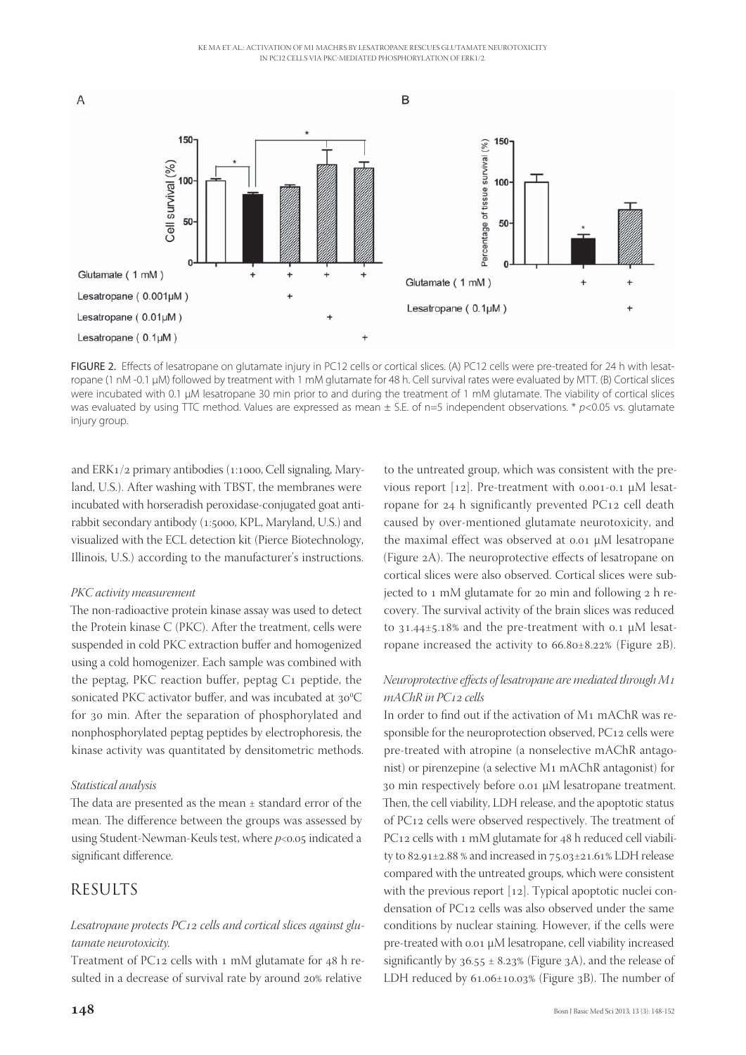A

B

150
100
50
0
Cell survival (%)

*

*

Glutamate ( 1 mM ) + + + +

Lesatropane ( 0.001μM ) +

Lesatropane ( 0.01μM ) +

Lesatropane ( 0.1μM ) +

150
100
50
0
Percentage of tissue survival (%)

*

Glutamate ( 1 mM ) + +

Lesatropane ( 0.1μM ) +

FIGURE 2. Effects of lesatropane on glutamate injury in PC12 cells or cortical slices. (A) PC12 cells were pre-treated for 24 h with lesatropane (1 nM -0.1 μM) followed by treatment with 1 mM glutamate for 48 h. Cell survival rates were evaluated by MTT. (B) Cortical slices were incubated with 0.1 μM lesatropane 30 min prior to and during the treatment of 1 mM glutamate. The viability of cortical slices was evaluated by using TTC method. Values are expressed as mean ± S.E. of n=5 independent observations. * $p<0.05$ vs. glutamate injury group.

and ERK1/2 primary antibodies (1:1000, Cell signaling, Maryland, U.S.). After washing with TBST, the membranes were incubated with horseradish peroxidase-conjugated goat anti-rabbit secondary antibody (1:5000, KPL, Maryland, U.S.) and visualized with the ECL detection kit (Pierce Biotechnology, Illinois, U.S.) according to the manufacturer's instructions.

*PKC activity measurement*

The non-radioactive protein kinase assay was used to detect the Protein kinase C (PKC). After the treatment, cells were suspended in cold PKC extraction buffer and homogenized using a cold homogenizer. Each sample was combined with the peptag, PKC reaction buffer, peptag C1 peptide, the sonicated PKC activator buffer, and was incubated at 30°C for 30 min. After the separation of phosphorylated and nonphosphorylated peptag peptides by electrophoresis, the kinase activity was quantitated by densitometric methods.

*Statistical analysis*

The data are presented as the mean ± standard error of the mean. The difference between the groups was assessed by using Student-Newman-Keuls test, where $p<0.05$ indicated a significant difference.

## RESULTS

### *Lesatropane protects PC12 cells and cortical slices against glutamate neurotoxicity.*

Treatment of PC12 cells with 1 mM glutamate for 48 h resulted in a decrease of survival rate by around 20% relative to the untreated group, which was consistent with the previous report [12]. Pre-treatment with 0.001-0.1 μM lesatropane for 24 h significantly prevented PC12 cell death caused by over-mentioned glutamate neurotoxicity, and the maximal effect was observed at 0.01 μM lesatropane (Figure 2A). The neuroprotective effects of lesatropane on cortical slices were also observed. Cortical slices were subjected to 1 mM glutamate for 20 min and following 2 h recovery. The survival activity of the brain slices was reduced to 31.44±5.18% and the pre-treatment with 0.1 μM lesatropane increased the activity to 66.80±8.22% (Figure 2B).

### *Neuroprotective effects of lesatropane are mediated through M1 mAChR in PC12 cells*

In order to find out if the activation of M1 mAChR was responsible for the neuroprotection observed, PC12 cells were pre-treated with atropine (a nonselective mAChR antagonist) or pirenzepine (a selective M1 mAChR antagonist) for 30 min respectively before 0.01 μM lesatropane treatment. Then, the cell viability, LDH release, and the apoptotic status of PC12 cells were observed respectively. The treatment of PC12 cells with 1 mM glutamate for 48 h reduced cell viability to 82.91±2.88 % and increased in 75.03±21.61% LDH release compared with the untreated groups, which were consistent with the previous report [12]. Typical apoptotic nuclei condensation of PC12 cells was also observed under the same conditions by nuclear staining. However, if the cells were pre-treated with 0.01 μM lesatropane, cell viability increased significantly by 36.55 ± 8.23% (Figure 3A), and the release of LDH reduced by 61.06±10.03% (Figure 3B). The number of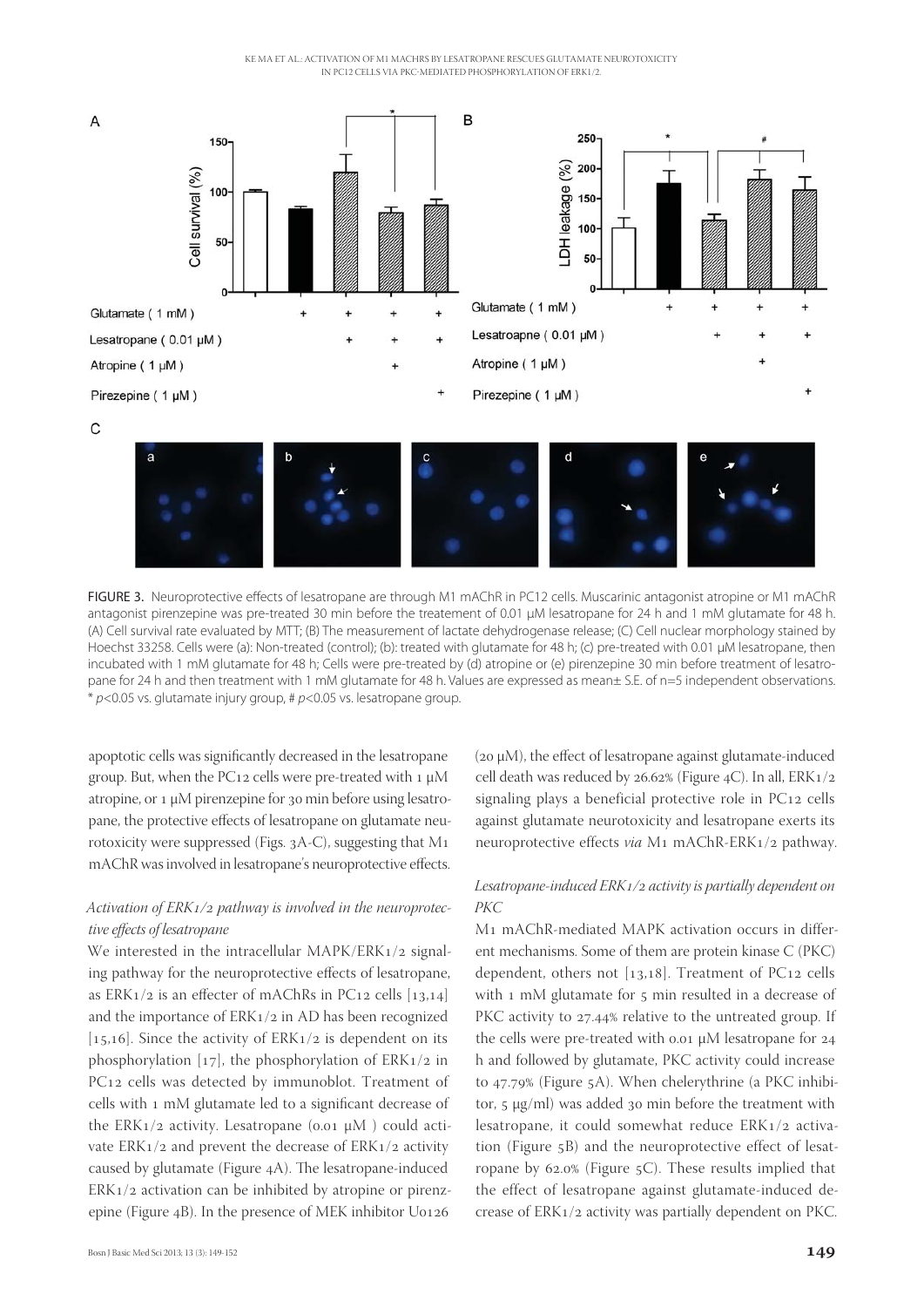A

150
100
50
0

Cell survival (%)

*

Glutamate ( 1 mM ) + + + +

Lesatropane ( 0.01 µM ) + + +

Atropine ( 1 µM ) +

Pirezepine ( 1 µM ) +

B

250
200
150
100
50
0

LDH leakage (%)

* #

Glutamate ( 1 mM ) + + + +

Lesatroapne ( 0.01 µM ) + + +

Atropine ( 1 µM ) +

Pirezepine ( 1 µM ) +

C

a b c d e

FIGURE 3. Neuroprotective effects of lesatropane are through M1 mAChR in PC12 cells. Muscarinic antagonist atropine or M1 mAChR antagonist pirenzepine was pre-treated 30 min before the treatement of 0.01 μM lesatropane for 24 h and 1 mM glutamate for 48 h. (A) Cell survival rate evaluated by MTT; (B) The measurement of lactate dehydrogenase release; (C) Cell nuclear morphology stained by Hoechst 33258. Cells were (a): Non-treated (control); (b): treated with glutamate for 48 h; (c) pre-treated with 0.01 μM lesatropane, then incubated with 1 mM glutamate for 48 h; Cells were pre-treated by (d) atropine or (e) pirenzepine 30 min before treatment of lesatropane for 24 h and then treatment with 1 mM glutamate for 48 h. Values are expressed as mean± S.E. of n=5 independent observations. * $p<0.05$ vs. glutamate injury group, # $p<0.05$ vs. lesatropane group.

apoptotic cells was significantly decreased in the lesatropane group. But, when the PC12 cells were pre-treated with 1 μM atropine, or 1 μM pirenzepine for 30 min before using lesatropane, the protective effects of lesatropane on glutamate neurotoxicity were suppressed (Figs. 3A-C), suggesting that M1 mAChR was involved in lesatropane's neuroprotective effects.

### *Activation of ERK1/2 pathway is involved in the neuroprotective effects of lesatropane*

We interested in the intracellular MAPK/ERK1/2 signaling pathway for the neuroprotective effects of lesatropane, as ERK1/2 is an effecter of mAChRs in PC12 cells [13,14] and the importance of ERK1/2 in AD has been recognized [15,16]. Since the activity of ERK1/2 is dependent on its phosphorylation [17], the phosphorylation of ERK1/2 in PC12 cells was detected by immunoblot. Treatment of cells with 1 mM glutamate led to a significant decrease of the ERK1/2 activity. Lesatropane (0.01 μM ) could activate ERK1/2 and prevent the decrease of ERK1/2 activity caused by glutamate (Figure 4A). The lesatropane-induced ERK1/2 activation can be inhibited by atropine or pirenzepine (Figure 4B). In the presence of MEK inhibitor U0126 (20 μM), the effect of lesatropane against glutamate-induced cell death was reduced by 26.62% (Figure 4C). In all, ERK1/2 signaling plays a beneficial protective role in PC12 cells against glutamate neurotoxicity and lesatropane exerts its neuroprotective effects *via* M1 mAChR-ERK1/2 pathway.

### *Lesatropane-induced ERK1/2 activity is partially dependent on PKC*

M1 mAChR-mediated MAPK activation occurs in different mechanisms. Some of them are protein kinase C (PKC) dependent, others not [13,18]. Treatment of PC12 cells with 1 mM glutamate for 5 min resulted in a decrease of PKC activity to 27.44% relative to the untreated group. If the cells were pre-treated with 0.01 μM lesatropane for 24 h and followed by glutamate, PKC activity could increase to 47.79% (Figure 5A). When chelerythrine (a PKC inhibitor, 5 μg/ml) was added 30 min before the treatment with lesatropane, it could somewhat reduce ERK1/2 activation (Figure 5B) and the neuroprotective effect of lesatropane by 62.0% (Figure 5C). These results implied that the effect of lesatropane against glutamate-induced decrease of ERK1/2 activity was partially dependent on PKC.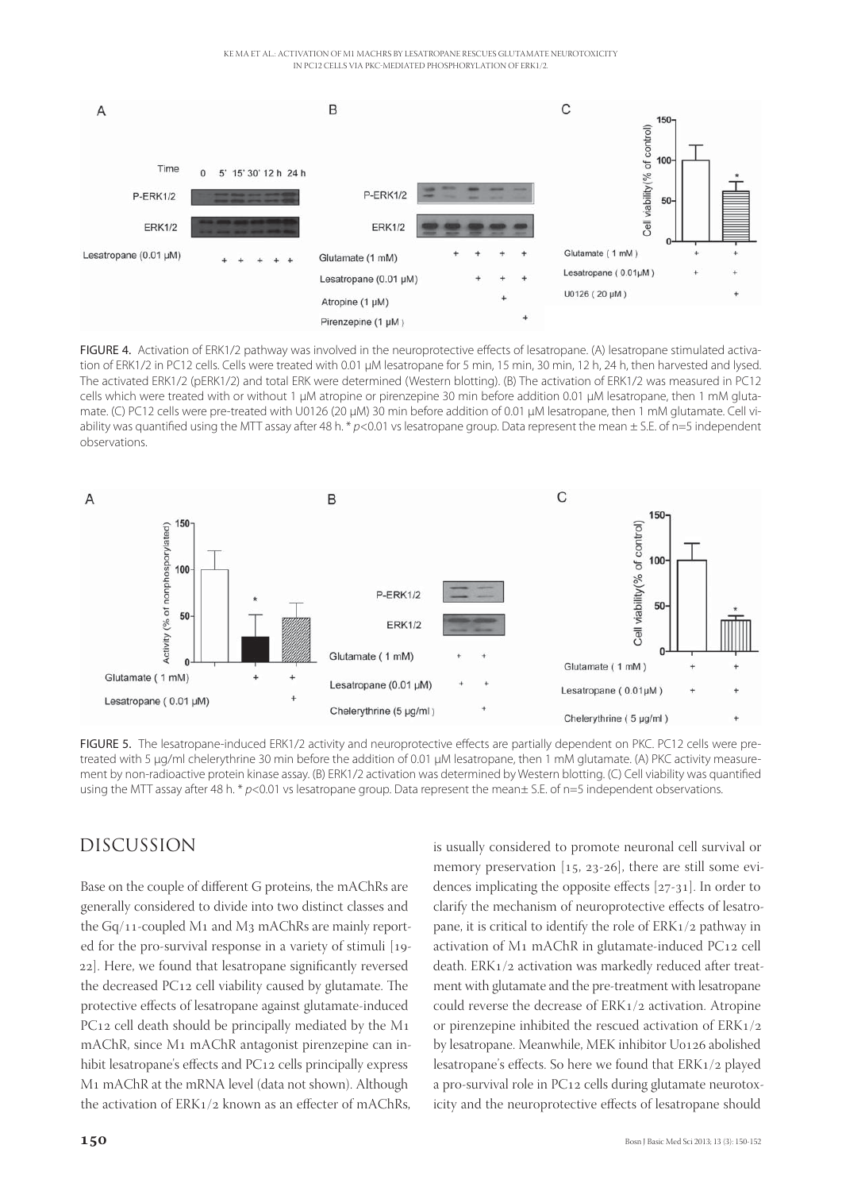A

Time 0 5' 15' 30' 12 h 24 h

P-ERK1/2

ERK1/2

Lesatropane (0.01 μM) + + + + +

B

P-ERK1/2

ERK1/2

Glutamate (1 mM) + + + +

Lesatropane (0.01 μM) + + +

Atropine (1 μM) +

Pirenzepine (1 μM) +

C

Cell viability(% of control)

150

100

50

0

*

Glutamate ( 1 mM ) + +

Lesatropane ( 0.01μM ) + +

U0126 ( 20 μM ) +

FIGURE 4. Activation of ERK1/2 pathway was involved in the neuroprotective effects of lesatropane. (A) lesatropane stimulated activation of ERK1/2 in PC12 cells. Cells were treated with 0.01 μM lesatropane for 5 min, 15 min, 30 min, 12 h, 24 h, then harvested and lysed. The activated ERK1/2 (pERK1/2) and total ERK were determined (Western blotting). (B) The activation of ERK1/2 was measured in PC12 cells which were treated with or without 1 μM atropine or pirenzepine 30 min before addition 0.01 μM lesatropane, then 1 mM glutamate. (C) PC12 cells were pre-treated with U0126 (20 μM) 30 min before addition of 0.01 μM lesatropane, then 1 mM glutamate. Cell viability was quantified using the MTT assay after 48 h. * $p<0.01$ vs lesatropane group. Data represent the mean ± S.E. of n=5 independent observations.

A

Activity (% of nonphosporylated)

150

100

50

0

*

Glutamate ( 1 mM ) + +

Lesatropane ( 0.01 μM ) +

B

P-ERK1/2

ERK1/2

Glutamate ( 1 mM ) + +

Lesatropane (0.01 μM) + +

Chelerythrine (5 μg/ml ) +

C

Cell viability(% of control)

150

100

50

0

*

Glutamate ( 1 mM ) + +

Lesatropane ( 0.01μM ) + +

Chelerythrine ( 5 μg/ml ) +

FIGURE 5. The lesatropane-induced ERK1/2 activity and neuroprotective effects are partially dependent on PKC. PC12 cells were pretreated with 5 μg/ml chelerythrine 30 min before the addition of 0.01 μM lesatropane, then 1 mM glutamate. (A) PKC activity measurement by non-radioactive protein kinase assay. (B) ERK1/2 activation was determined by Western blotting. (C) Cell viability was quantified using the MTT assay after 48 h. * $p<0.01$ vs lesatropane group. Data represent the mean± S.E. of n=5 independent observations.

## DISCUSSION

Base on the couple of different G proteins, the mAChRs are generally considered to divide into two distinct classes and the Gq/11-coupled M1 and M3 mAChRs are mainly reported for the pro-survival response in a variety of stimuli [19-22]. Here, we found that lesatropane significantly reversed the decreased PC12 cell viability caused by glutamate. The protective effects of lesatropane against glutamate-induced PC12 cell death should be principally mediated by the M1 mAChR, since M1 mAChR antagonist pirenzepine can inhibit lesatropane's effects and PC12 cells principally express M1 mAChR at the mRNA level (data not shown). Although the activation of ERK1/2 known as an effecter of mAChRs, is usually considered to promote neuronal cell survival or memory preservation [15, 23-26], there are still some evidences implicating the opposite effects [27-31]. In order to clarify the mechanism of neuroprotective effects of lesatropane, it is critical to identify the role of ERK1/2 pathway in activation of M1 mAChR in glutamate-induced PC12 cell death. ERK1/2 activation was markedly reduced after treatment with glutamate and the pre-treatment with lesatropane could reverse the decrease of ERK1/2 activation. Atropine or pirenzepine inhibited the rescued activation of ERK1/2 by lesatropane. Meanwhile, MEK inhibitor U0126 abolished lesatropane's effects. So here we found that ERK1/2 played a pro-survival role in PC12 cells during glutamate neurotoxicity and the neuroprotective effects of lesatropane should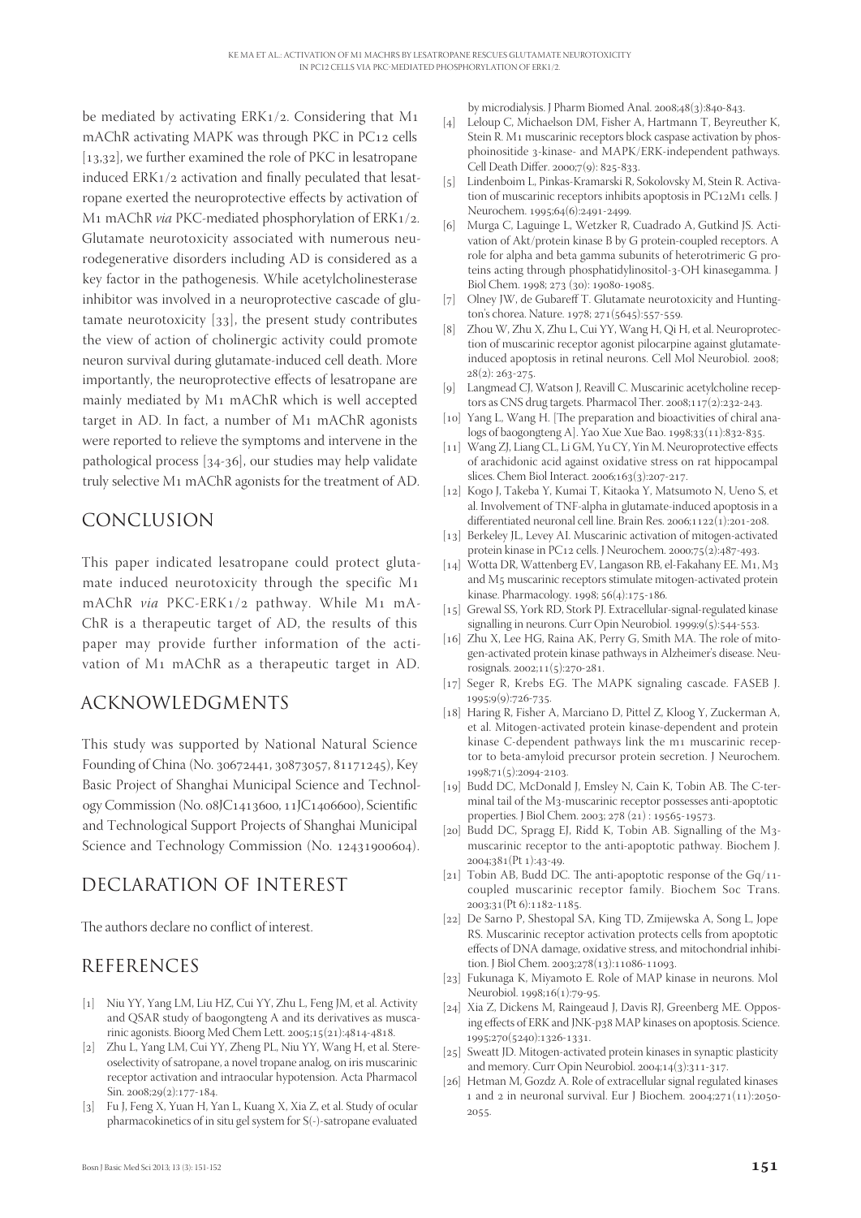be mediated by activating ERK1/2. Considering that M1 mAChR activating MAPK was through PKC in PC12 cells [13,32], we further examined the role of PKC in lesatropane induced ERK1/2 activation and finally peculated that lesatropane exerted the neuroprotective effects by activation of M1 mAChR *via* PKC-mediated phosphorylation of ERK1/2. Glutamate neurotoxicity associated with numerous neurodegenerative disorders including AD is considered as a key factor in the pathogenesis. While acetylcholinesterase inhibitor was involved in a neuroprotective cascade of glutamate neurotoxicity [33], the present study contributes the view of action of cholinergic activity could promote neuron survival during glutamate-induced cell death. More importantly, the neuroprotective effects of lesatropane are mainly mediated by M1 mAChR which is well accepted target in AD. In fact, a number of M1 mAChR agonists were reported to relieve the symptoms and intervene in the pathological process [34-36], our studies may help validate truly selective M1 mAChR agonists for the treatment of AD.

## CONCLUSION

This paper indicated lesatropane could protect glutamate induced neurotoxicity through the specific M1 mAChR *via* PKC-ERK1/2 pathway. While M1 mAChR is a therapeutic target of AD, the results of this paper may provide further information of the activation of M1 mAChR as a therapeutic target in AD.

## ACKNOWLEDGMENTS

This study was supported by National Natural Science Founding of China (No. 30672441, 30873057, 81171245), Key Basic Project of Shanghai Municipal Science and Technology Commission (No. 08JC1413600, 11JC1406600), Scientific and Technological Support Projects of Shanghai Municipal Science and Technology Commission (No. 12431900604).

## DECLARATION OF INTEREST

The authors declare no conflict of interest.

## REFERENCES

[1] Niu YY, Yang LM, Liu HZ, Cui YY, Zhu L, Feng JM, et al. Activity and QSAR study of baogongteng A and its derivatives as muscarinic agonists. Bioorg Med Chem Lett. 2005;15(21):4814-4818.

[2] Zhu L, Yang LM, Cui YY, Zheng PL, Niu YY, Wang H, et al. Stereoselectivity of satropane, a novel tropane analog, on iris muscarinic receptor activation and intraocular hypotension. Acta Pharmacol Sin. 2008;29(2):177-184.

[3] Fu J, Feng X, Yuan H, Yan L, Kuang X, Xia Z, et al. Study of ocular pharmacokinetics of in situ gel system for S(-)-satropane evaluated by microdialysis. J Pharm Biomed Anal. 2008;48(3):840-843.

[4] Leloup C, Michaelson DM, Fisher A, Hartmann T, Beyreuther K, Stein R. M1 muscarinic receptors block caspase activation by phosphoinositide 3-kinase- and MAPK/ERK-independent pathways. Cell Death Differ. 2000;7(9): 825-833.

[5] Lindenboim L, Pinkas-Kramarski R, Sokolovsky M, Stein R. Activation of muscarinic receptors inhibits apoptosis in PC12M1 cells. J Neurochem. 1995;64(6):2491-2499.

[6] Murga C, Laguinge L, Wetzker R, Cuadrado A, Gutkind JS. Activation of Akt/protein kinase B by G protein-coupled receptors. A role for alpha and beta gamma subunits of heterotrimeric G proteins acting through phosphatidylinositol-3-OH kinasegamma. J Biol Chem. 1998; 273 (30): 19080-19085.

[7] Olney JW, de Gubareff T. Glutamate neurotoxicity and Huntington's chorea. Nature. 1978; 271(5645):557-559.

[8] Zhou W, Zhu X, Zhu L, Cui YY, Wang H, Qi H, et al. Neuroprotection of muscarinic receptor agonist pilocarpine against glutamate-induced apoptosis in retinal neurons. Cell Mol Neurobiol. 2008; 28(2): 263-275.

[9] Langmead CJ, Watson J, Reavill C. Muscarinic acetylcholine receptors as CNS drug targets. Pharmacol Ther. 2008;117(2):232-243.

[10] Yang L, Wang H. [The preparation and bioactivities of chiral analogs of baogongteng A]. Yao Xue Xue Bao. 1998;33(11):832-835.

[11] Wang ZJ, Liang CL, Li GM, Yu CY, Yin M. Neuroprotective effects of arachidonic acid against oxidative stress on rat hippocampal slices. Chem Biol Interact. 2006;163(3):207-217.

[12] Kogo J, Takeba Y, Kumai T, Kitaoka Y, Matsumoto N, Ueno S, et al. Involvement of TNF-alpha in glutamate-induced apoptosis in a differentiated neuronal cell line. Brain Res. 2006;1122(1):201-208.

[13] Berkeley JL, Levey AI. Muscarinic activation of mitogen-activated protein kinase in PC12 cells. J Neurochem. 2000;75(2):487-493.

[14] Wotta DR, Wattenberg EV, Langason RB, el-Fakahany EE. M1, M3 and M5 muscarinic receptors stimulate mitogen-activated protein kinase. Pharmacology. 1998; 56(4):175-186.

[15] Grewal SS, York RD, Stork PJ. Extracellular-signal-regulated kinase signalling in neurons. Curr Opin Neurobiol. 1999;9(5):544-553.

[16] Zhu X, Lee HG, Raina AK, Perry G, Smith MA. The role of mitogen-activated protein kinase pathways in Alzheimer's disease. Neurosignals. 2002;11(5):270-281.

[17] Seger R, Krebs EG. The MAPK signaling cascade. FASEB J. 1995;9(9):726-735.

[18] Haring R, Fisher A, Marciano D, Pittel Z, Kloog Y, Zuckerman A, et al. Mitogen-activated protein kinase-dependent and protein kinase C-dependent pathways link the m1 muscarinic receptor to beta-amyloid precursor protein secretion. J Neurochem. 1998;71(5):2094-2103.

[19] Budd DC, McDonald J, Emsley N, Cain K, Tobin AB. The C-terminal tail of the M3-muscarinic receptor possesses anti-apoptotic properties. J Biol Chem. 2003; 278 (21) : 19565-19573.

[20] Budd DC, Spragg EJ, Ridd K, Tobin AB. Signalling of the M3-muscarinic receptor to the anti-apoptotic pathway. Biochem J. 2004;381(Pt 1):43-49.

[21] Tobin AB, Budd DC. The anti-apoptotic response of the Gq/11-coupled muscarinic receptor family. Biochem Soc Trans. 2003;31(Pt 6):1182-1185.

[22] De Sarno P, Shestopal SA, King TD, Zmijewska A, Song L, Jope RS. Muscarinic receptor activation protects cells from apoptotic effects of DNA damage, oxidative stress, and mitochondrial inhibition. J Biol Chem. 2003;278(13):11086-11093.

[23] Fukunaga K, Miyamoto E. Role of MAP kinase in neurons. Mol Neurobiol. 1998;16(1):79-95.

[24] Xia Z, Dickens M, Raingeaud J, Davis RJ, Greenberg ME. Opposing effects of ERK and JNK-p38 MAP kinases on apoptosis. Science. 1995;270(5240):1326-1331.

[25] Sweatt JD. Mitogen-activated protein kinases in synaptic plasticity and memory. Curr Opin Neurobiol. 2004;14(3):311-317.

[26] Hetman M, Gozdz A. Role of extracellular signal regulated kinases 1 and 2 in neuronal survival. Eur J Biochem. 2004;271(11):2050-2055.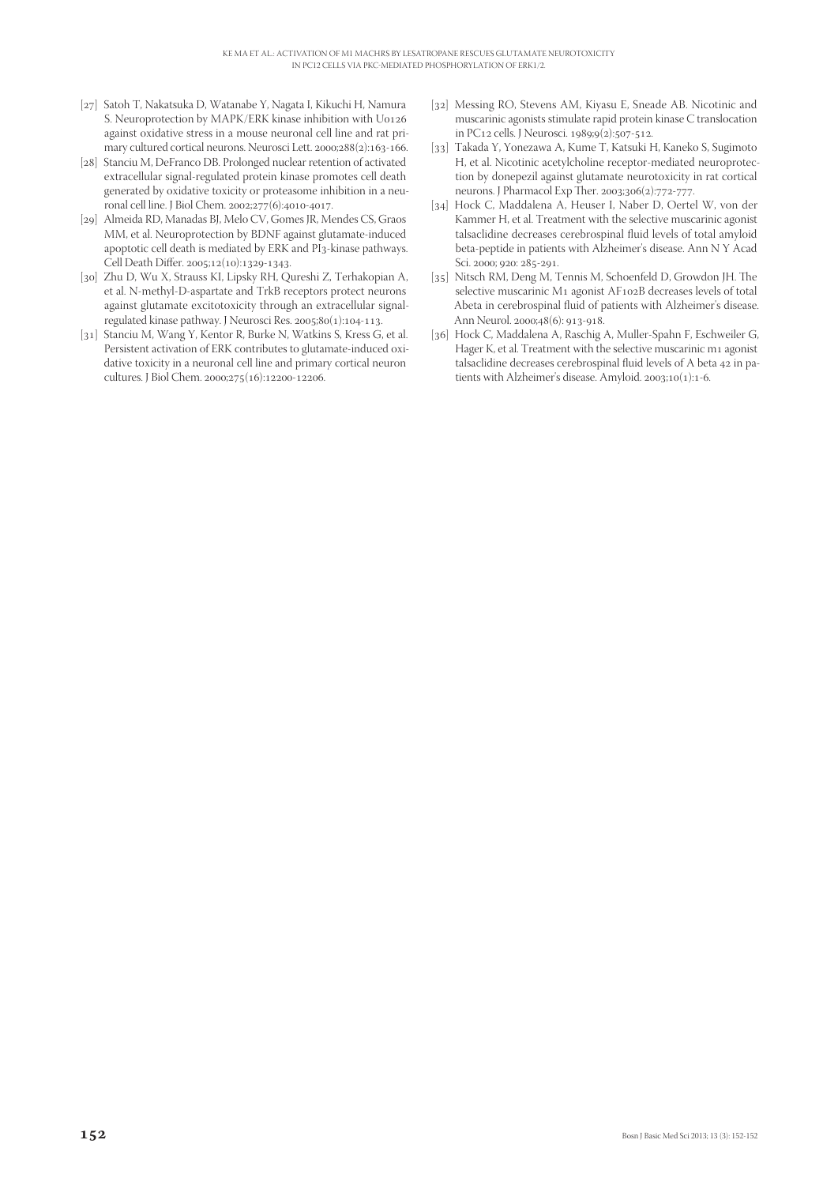[27] Satoh T, Nakatsuka D, Watanabe Y, Nagata I, Kikuchi H, Namura S. Neuroprotection by MAPK/ERK kinase inhibition with U0126 against oxidative stress in a mouse neuronal cell line and rat primary cultured cortical neurons. Neurosci Lett. 2000;288(2):163-166.

[28] Stanciu M, DeFranco DB. Prolonged nuclear retention of activated extracellular signal-regulated protein kinase promotes cell death generated by oxidative toxicity or proteasome inhibition in a neuronal cell line. J Biol Chem. 2002;277(6):4010-4017.

[29] Almeida RD, Manadas BJ, Melo CV, Gomes JR, Mendes CS, Graos MM, et al. Neuroprotection by BDNF against glutamate-induced apoptotic cell death is mediated by ERK and PI3-kinase pathways. Cell Death Differ. 2005;12(10):1329-1343.

[30] Zhu D, Wu X, Strauss KI, Lipsky RH, Qureshi Z, Terhakopian A, et al. N-methyl-D-aspartate and TrkB receptors protect neurons against glutamate excitotoxicity through an extracellular signal-regulated kinase pathway. J Neurosci Res. 2005;80(1):104-113.

[31] Stanciu M, Wang Y, Kentor R, Burke N, Watkins S, Kress G, et al. Persistent activation of ERK contributes to glutamate-induced oxidative toxicity in a neuronal cell line and primary cortical neuron cultures. J Biol Chem. 2000;275(16):12200-12206.

[32] Messing RO, Stevens AM, Kiyasu E, Sneade AB. Nicotinic and muscarinic agonists stimulate rapid protein kinase C translocation in PC12 cells. J Neurosci. 1989;9(2):507-512.

[33] Takada Y, Yonezawa A, Kume T, Katsuki H, Kaneko S, Sugimoto H, et al. Nicotinic acetylcholine receptor-mediated neuroprotection by donepezil against glutamate neurotoxicity in rat cortical neurons. J Pharmacol Exp Ther. 2003;306(2):772-777.

[34] Hock C, Maddalena A, Heuser I, Naber D, Oertel W, von der Kammer H, et al. Treatment with the selective muscarinic agonist talsaclidine decreases cerebrospinal fluid levels of total amyloid beta-peptide in patients with Alzheimer's disease. Ann N Y Acad Sci. 2000; 920: 285-291.

[35] Nitsch RM, Deng M, Tennis M, Schoenfeld D, Growdon JH. The selective muscarinic M1 agonist AF102B decreases levels of total Abeta in cerebrospinal fluid of patients with Alzheimer's disease. Ann Neurol. 2000;48(6): 913-918.

[36] Hock C, Maddalena A, Raschig A, Muller-Spahn F, Eschweiler G, Hager K, et al. Treatment with the selective muscarinic m1 agonist talsaclidine decreases cerebrospinal fluid levels of A beta 42 in patients with Alzheimer's disease. Amyloid. 2003;10(1):1-6.